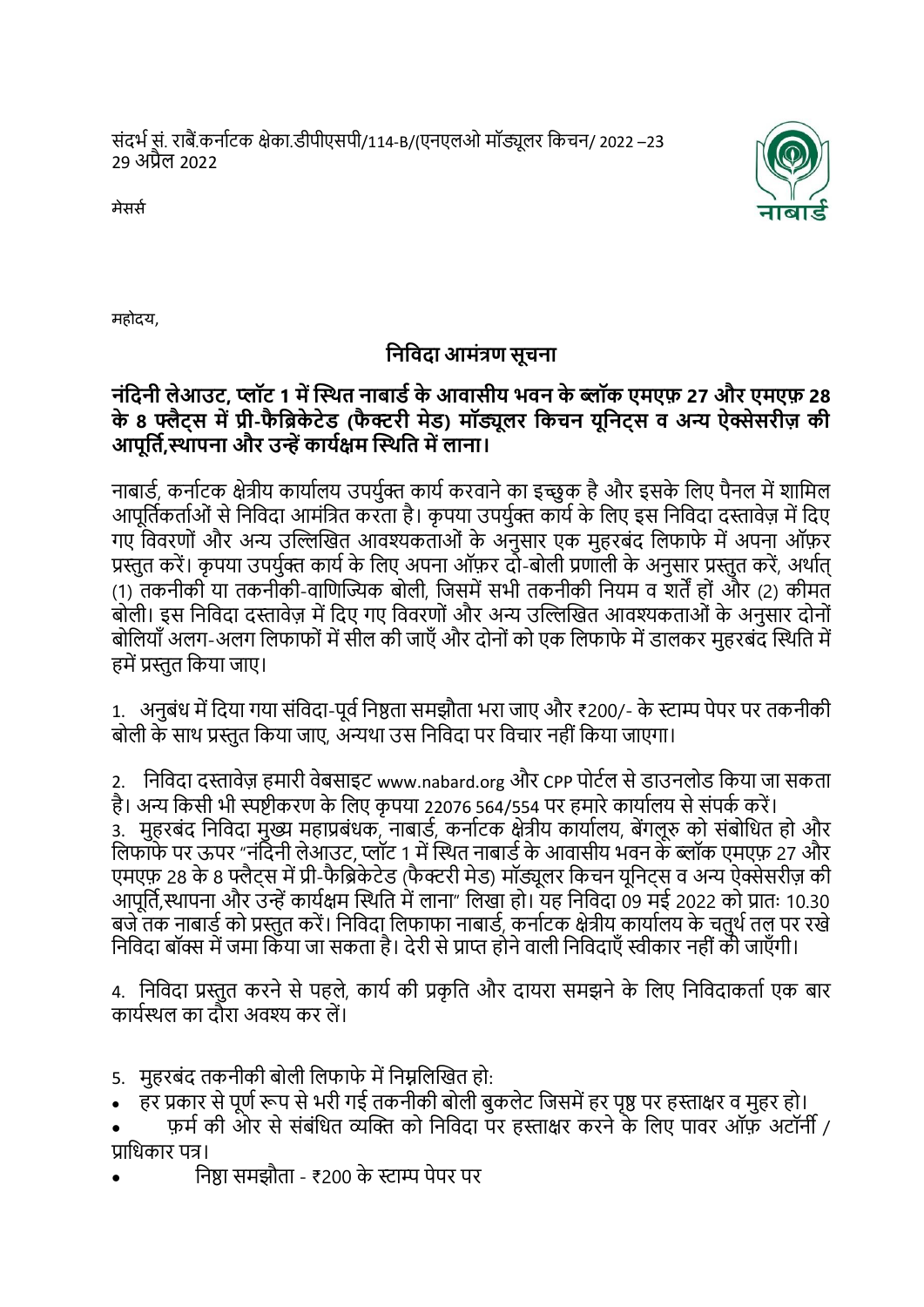संदर्भ सं. राबैं.कर्नाटक क्षेका.डीपीएसपी/114-B/(एनएलओ मॉड्यूलर किचन/ 2022 –23
29 अप्रैल 2022

मेसर्स

महोदय,

## निविदा आमंत्रण सूचना

### नंदिनी लेआउट, प्लॉट 1 में स्थित नाबार्ड के आवासीय भवन के ब्लॉक एमएफ़ 27 और एमएफ़ 28 के 8 फ्लैट्स में प्री-फैब्रिकेटेड (फैक्टरी मेड) मॉड्यूलर किचन यूनिट्स व अन्य ऐक्सेसरीज़ की आपूर्ति,स्थापना और उन्हें कार्यक्षम स्थिति में लाना।

नाबार्ड, कर्नाटक क्षेत्रीय कार्यालय उपर्युक्त कार्य करवाने का इच्छुक है और इसके लिए पैनल में शामिल आपूर्तिकर्ताओं से निविदा आमंत्रित करता है। कृपया उपर्युक्त कार्य के लिए इस निविदा दस्तावेज़ में दिए गए विवरणों और अन्य उल्लिखित आवश्यकताओं के अनुसार एक मुहरबंद लिफाफे में अपना ऑफ़र प्रस्तुत करें। कृपया उपर्युक्त कार्य के लिए अपना ऑफ़र दो-बोली प्रणाली के अनुसार प्रस्तुत करें, अर्थात् (1) तकनीकी या तकनीकी-वाणिज्यिक बोली, जिसमें सभी तकनीकी नियम व शर्तें हों और (2) कीमत बोली। इस निविदा दस्तावेज़ में दिए गए विवरणों और अन्य उल्लिखित आवश्यकताओं के अनुसार दोनों बोलियाँ अलग-अलग लिफाफों में सील की जाएँ और दोनों को एक लिफाफे में डालकर मुहरबंद स्थिति में हमें प्रस्तुत किया जाए।

1. अनुबंध में दिया गया संविदा-पूर्व निष्ठता समझौता भरा जाए और ₹200/- के स्टाम्प पेपर पर तकनीकी बोली के साथ प्रस्तुत किया जाए, अन्यथा उस निविदा पर विचार नहीं किया जाएगा।

2. निविदा दस्तावेज़ हमारी वेबसाइट www.nabard.org और CPP पोर्टल से डाउनलोड किया जा सकता है। अन्य किसी भी स्पष्टीकरण के लिए कृपया 22076 564/554 पर हमारे कार्यालय से संपर्क करें।
3. मुहरबंद निविदा मुख्य महाप्रबंधक, नाबार्ड, कर्नाटक क्षेत्रीय कार्यालय, बेंगलूरु को संबोधित हो और लिफाफे पर ऊपर "नंदिनी लेआउट, प्लॉट 1 में स्थित नाबार्ड के आवासीय भवन के ब्लॉक एमएफ़ 27 और एमएफ़ 28 के 8 फ्लैट्स में प्री-फैब्रिकेटेड (फैक्टरी मेड) मॉड्यूलर किचन यूनिट्स व अन्य ऐक्सेसरीज़ की आपूर्ति,स्थापना और उन्हें कार्यक्षम स्थिति में लाना" लिखा हो। यह निविदा 09 मई 2022 को प्रातः 10.30 बजे तक नाबार्ड को प्रस्तुत करें। निविदा लिफाफा नाबार्ड, कर्नाटक क्षेत्रीय कार्यालय के चतुर्थ तल पर रखे निविदा बॉक्स में जमा किया जा सकता है। देरी से प्राप्त होने वाली निविदाएँ स्वीकार नहीं की जाएँगी।

4. निविदा प्रस्तुत करने से पहले, कार्य की प्रकृति और दायरा समझने के लिए निविदाकर्ता एक बार कार्यस्थल का दौरा अवश्य कर लें।

5. मुहरबंद तकनीकी बोली लिफाफे में निम्नलिखित हो:

- हर प्रकार से पूर्ण रूप से भरी गई तकनीकी बोली बुकलेट जिसमें हर पृष्ठ पर हस्ताक्षर व मुहर हो।
- फ़र्म की ओर से संबंधित व्यक्ति को निविदा पर हस्ताक्षर करने के लिए पावर ऑफ़ अटॉर्नी / प्राधिकार पत्र।
- निष्ठा समझौता - ₹200 के स्टाम्प पेपर पर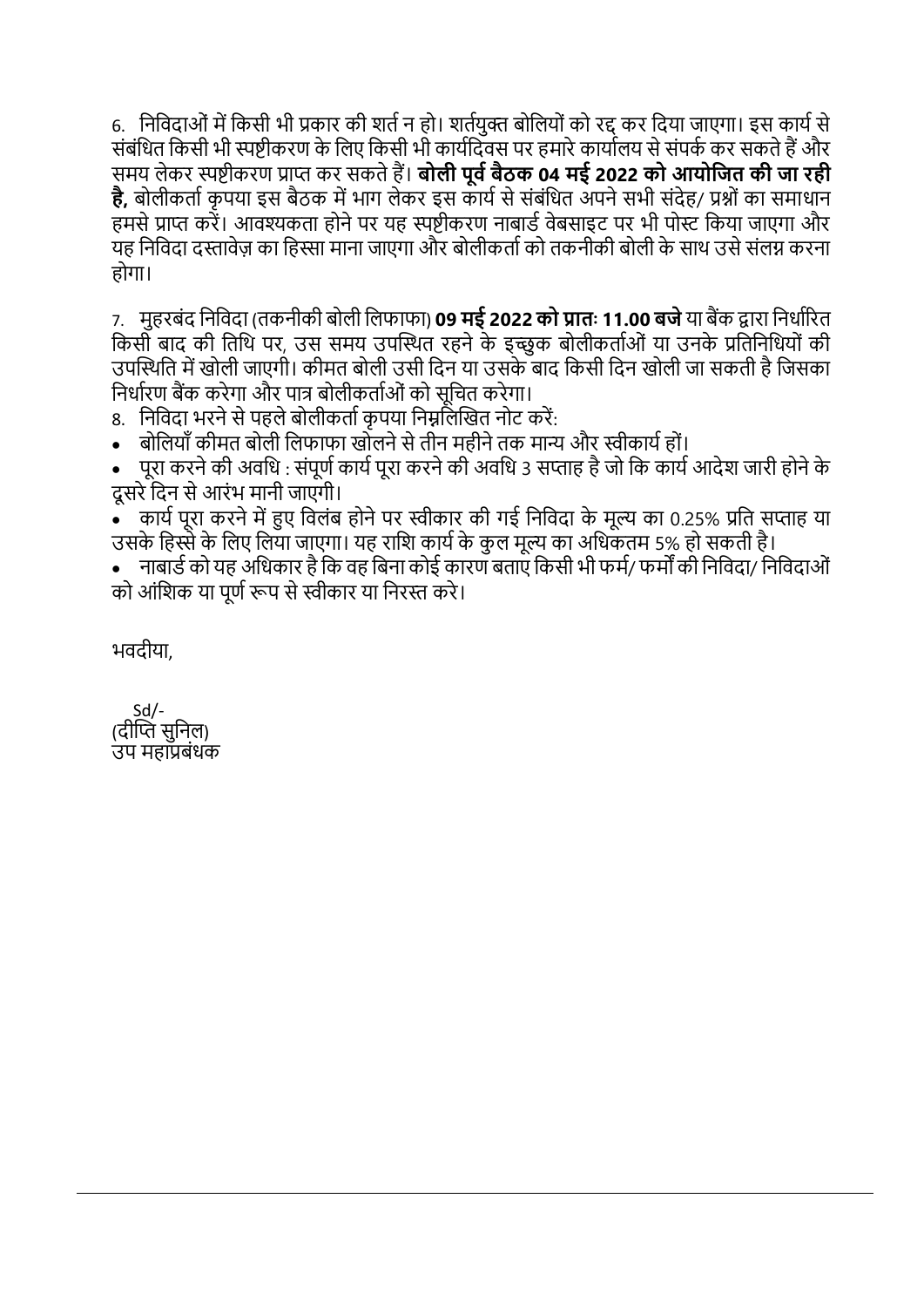6. निविदाओं में किसी भी प्रकार की शर्त न हो। शर्तयुक्त बोलियों को रद्द कर दिया जाएगा। इस कार्य से संबंधित किसी भी स्पष्टीकरण के लिए किसी भी कार्यदिवस पर हमारे कार्यालय से संपर्क कर सकते हैं और समय लेकर स्पष्टीकरण प्राप्त कर सकते हैं। **बोली पूर्व बैठक 04 मई 2022 को आयोजित की जा रही है,** बोलीकर्ता कृपया इस बैठक में भाग लेकर इस कार्य से संबंधित अपने सभी संदेह/ प्रश्नों का समाधान हमसे प्राप्त करें। आवश्यकता होने पर यह स्पष्टीकरण नाबार्ड वेबसाइट पर भी पोस्ट किया जाएगा और यह निविदा दस्तावेज़ का हिस्सा माना जाएगा और बोलीकर्ता को तकनीकी बोली के साथ उसे संलग्न करना होगा।

7. मुहरबंद निविदा (तकनीकी बोली लिफाफा) **09 मई 2022 को प्रातः 11.00 बजे** या बैंक द्वारा निर्धारित किसी बाद की तिथि पर, उस समय उपस्थित रहने के इच्छुक बोलीकर्ताओं या उनके प्रतिनिधियों की उपस्थिति में खोली जाएगी। कीमत बोली उसी दिन या उसके बाद किसी दिन खोली जा सकती है जिसका निर्धारण बैंक करेगा और पात्र बोलीकर्ताओं को सूचित करेगा।

8. निविदा भरने से पहले बोलीकर्ता कृपया निम्नलिखित नोट करें:

- बोलियाँ कीमत बोली लिफाफा खोलने से तीन महीने तक मान्य और स्वीकार्य हों।
- पूरा करने की अवधि : संपूर्ण कार्य पूरा करने की अवधि 3 सप्ताह है जो कि कार्य आदेश जारी होने के दूसरे दिन से आरंभ मानी जाएगी।
- कार्य पूरा करने में हुए विलंब होने पर स्वीकार की गई निविदा के मूल्य का 0.25% प्रति सप्ताह या उसके हिस्से के लिए लिया जाएगा। यह राशि कार्य के कुल मूल्य का अधिकतम 5% हो सकती है।
- नाबार्ड को यह अधिकार है कि वह बिना कोई कारण बताए किसी भी फर्म/ फर्मों की निविदा/ निविदाओं को आंशिक या पूर्ण रूप से स्वीकार या निरस्त करे।

भवदीया,

Sd/-
(दीप्ति सुनिल)
उप महाप्रबंधक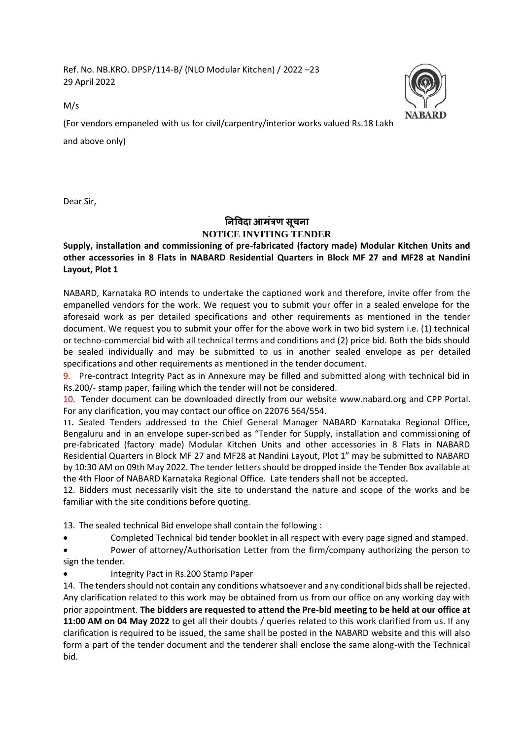Ref. No. NB.KRO. DPSP/114-B/ (NLO Modular Kitchen) / 2022 –23
29 April 2022

M/s

(For vendors empaneled with us for civil/carpentry/interior works valued Rs.18 Lakh and above only)

Dear Sir,

## निविदा आमंत्रण सूचना
## NOTICE INVITING TENDER

**Supply, installation and commissioning of pre-fabricated (factory made) Modular Kitchen Units and other accessories in 8 Flats in NABARD Residential Quarters in Block MF 27 and MF28 at Nandini Layout, Plot 1**

NABARD, Karnataka RO intends to undertake the captioned work and therefore, invite offer from the empanelled vendors for the work. We request you to submit your offer in a sealed envelope for the aforesaid work as per detailed specifications and other requirements as mentioned in the tender document. We request you to submit your offer for the above work in two bid system i.e. (1) technical or techno-commercial bid with all technical terms and conditions and (2) price bid. Both the bids should be sealed individually and may be submitted to us in another sealed envelope as per detailed specifications and other requirements as mentioned in the tender document.

9. Pre-contract Integrity Pact as in Annexure may be filled and submitted along with technical bid in Rs.200/- stamp paper, failing which the tender will not be considered.

10. Tender document can be downloaded directly from our website www.nabard.org and CPP Portal. For any clarification, you may contact our office on 22076 564/554.

11. Sealed Tenders addressed to the Chief General Manager NABARD Karnataka Regional Office, Bengaluru and in an envelope super-scribed as "Tender for Supply, installation and commissioning of pre-fabricated (factory made) Modular Kitchen Units and other accessories in 8 Flats in NABARD Residential Quarters in Block MF 27 and MF28 at Nandini Layout, Plot 1" may be submitted to NABARD by 10:30 AM on 09th May 2022. The tender letters should be dropped inside the Tender Box available at the 4th Floor of NABARD Karnataka Regional Office. Late tenders shall not be accepted.

12. Bidders must necessarily visit the site to understand the nature and scope of the works and be familiar with the site conditions before quoting.

13. The sealed technical Bid envelope shall contain the following :

- Completed Technical bid tender booklet in all respect with every page signed and stamped.
- Power of attorney/Authorisation Letter from the firm/company authorizing the person to sign the tender.
- Integrity Pact in Rs.200 Stamp Paper

14. The tenders should not contain any conditions whatsoever and any conditional bids shall be rejected. Any clarification related to this work may be obtained from us from our office on any working day with prior appointment. **The bidders are requested to attend the Pre-bid meeting to be held at our office at 11:00 AM on 04 May 2022** to get all their doubts / queries related to this work clarified from us. If any clarification is required to be issued, the same shall be posted in the NABARD website and this will also form a part of the tender document and the tenderer shall enclose the same along-with the Technical bid.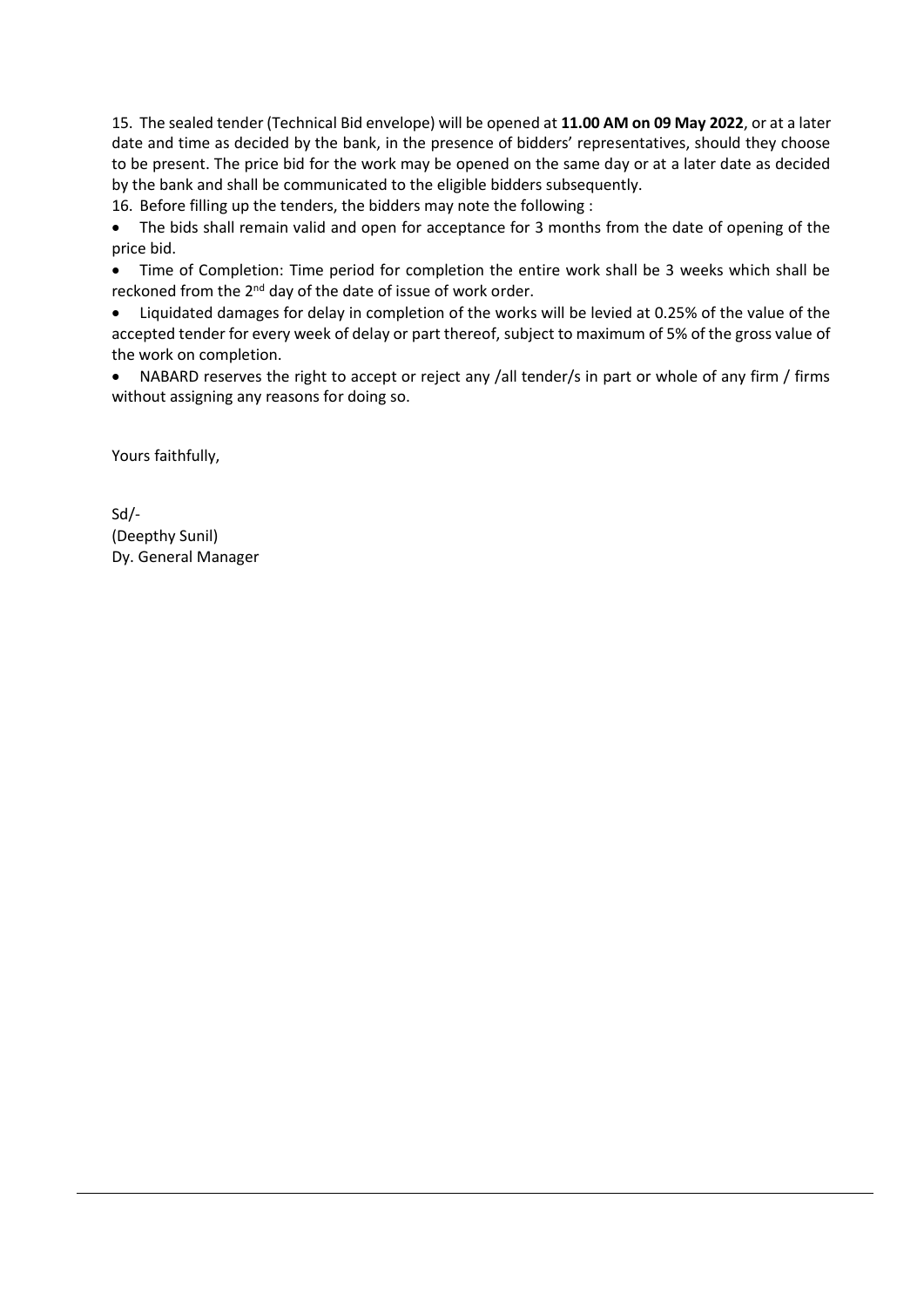15. The sealed tender (Technical Bid envelope) will be opened at **11.00 AM on 09 May 2022**, or at a later date and time as decided by the bank, in the presence of bidders' representatives, should they choose to be present. The price bid for the work may be opened on the same day or at a later date as decided by the bank and shall be communicated to the eligible bidders subsequently.

16. Before filling up the tenders, the bidders may note the following :

- The bids shall remain valid and open for acceptance for 3 months from the date of opening of the price bid.
- Time of Completion: Time period for completion the entire work shall be 3 weeks which shall be reckoned from the 2nd day of the date of issue of work order.
- Liquidated damages for delay in completion of the works will be levied at 0.25% of the value of the accepted tender for every week of delay or part thereof, subject to maximum of 5% of the gross value of the work on completion.
- NABARD reserves the right to accept or reject any /all tender/s in part or whole of any firm / firms without assigning any reasons for doing so.

Yours faithfully,

Sd/-
(Deepthy Sunil)
Dy. General Manager